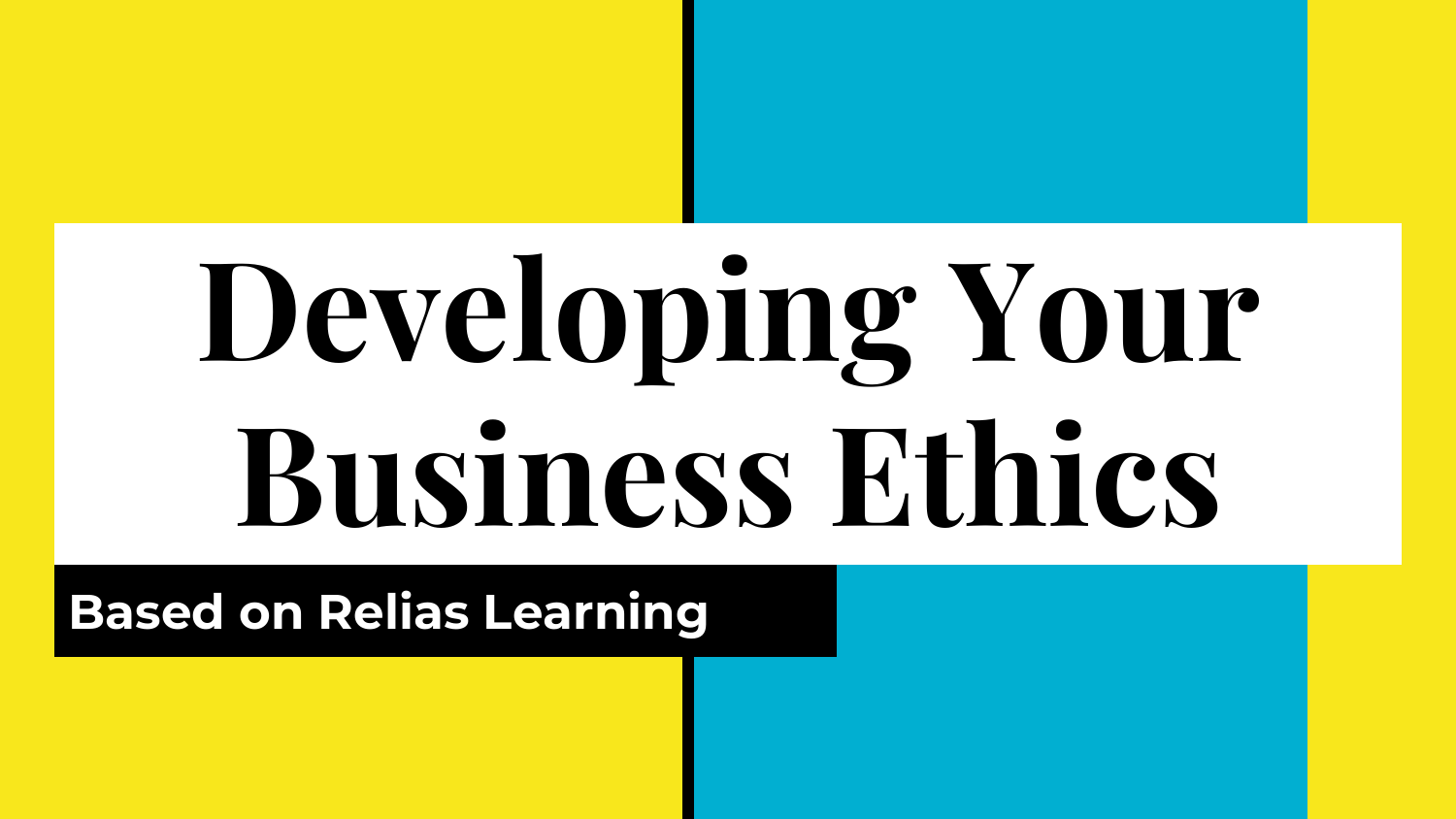# Developing Your Business Ethics

**Based on Relias Learning**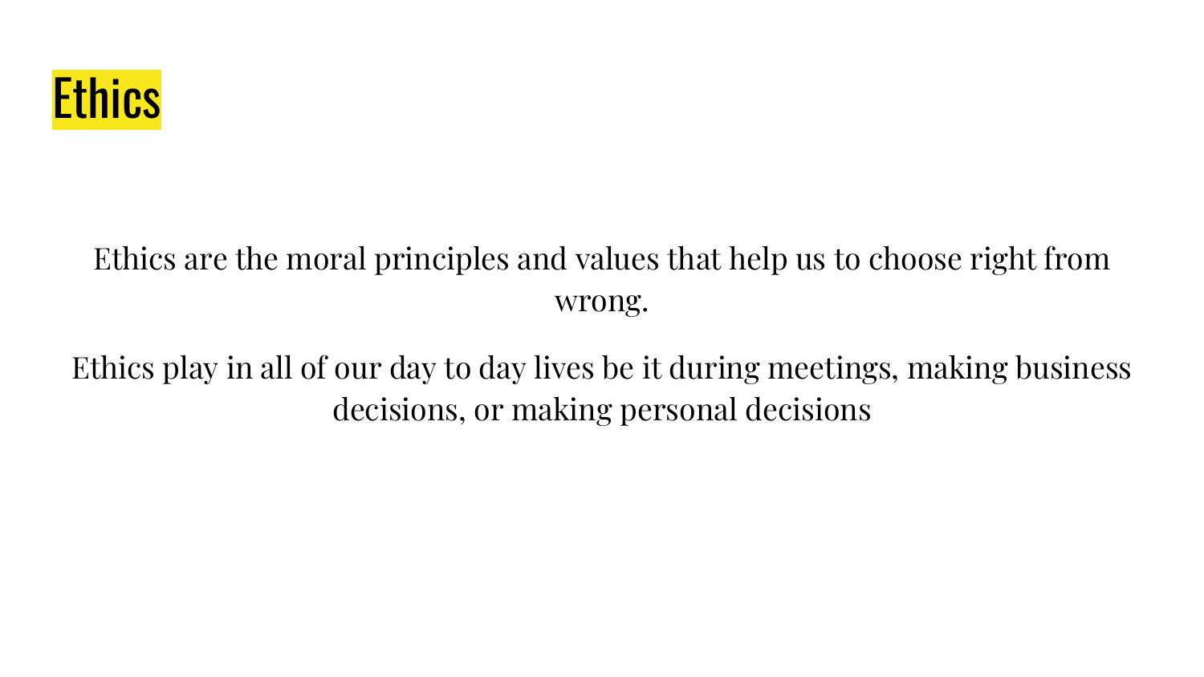# Ethics

Ethics are the moral principles and values that help us to choose right from wrong.

Ethics play in all of our day to day lives be it during meetings, making business decisions, or making personal decisions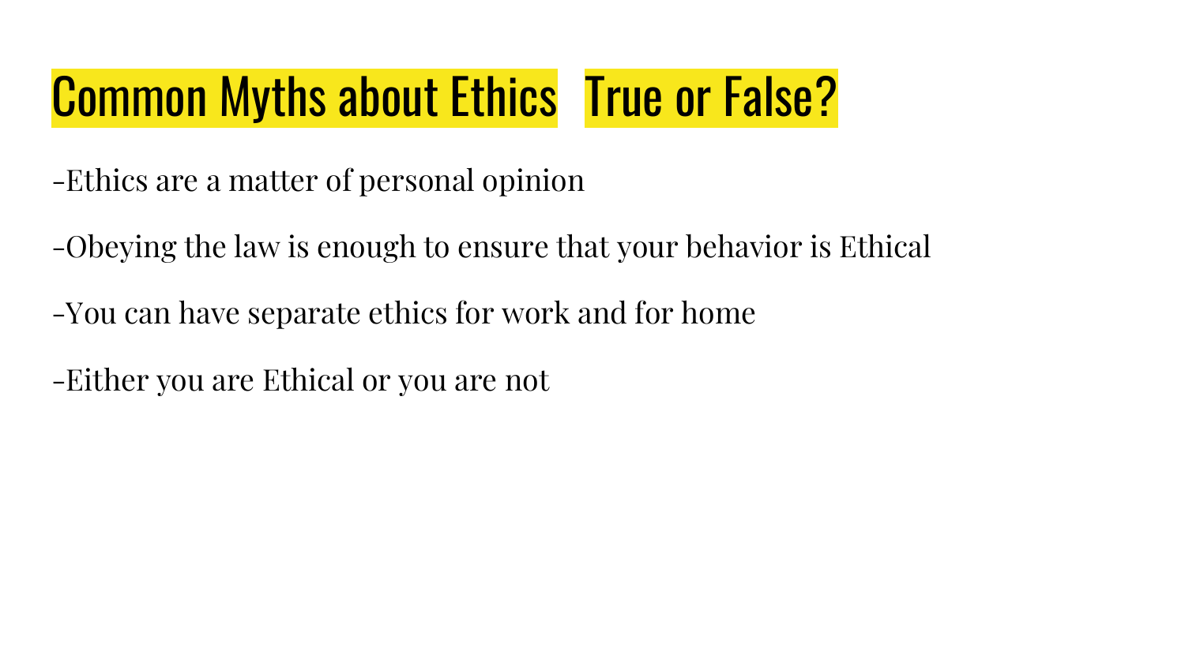# Common Myths about Ethics True or False?

-Ethics are a matter of personal opinion

-Obeying the law is enough to ensure that your behavior is Ethical

-You can have separate ethics for work and for home

-Either you are Ethical or you are not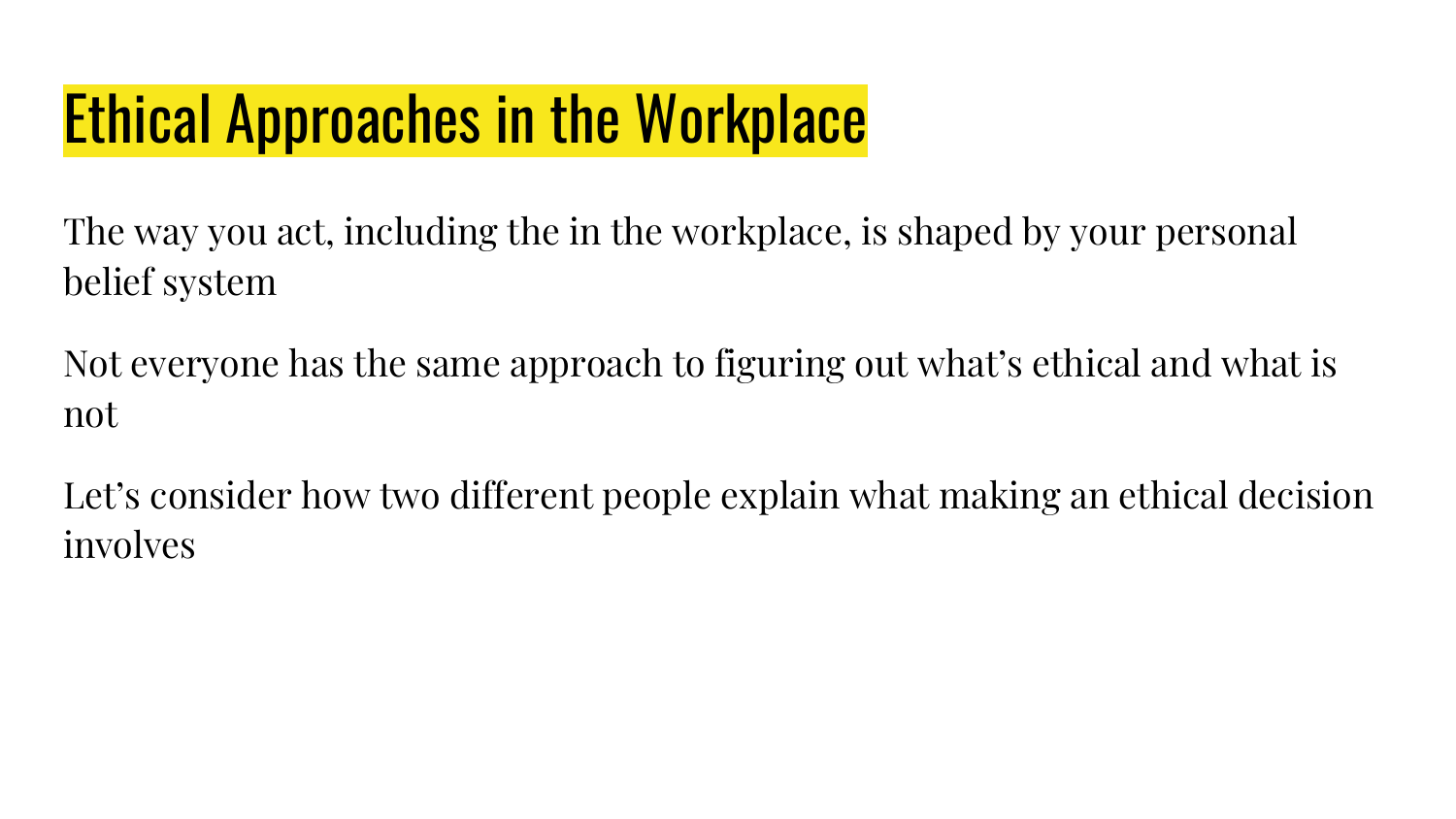# Ethical Approaches in the Workplace

The way you act, including the in the workplace, is shaped by your personal belief system

Not everyone has the same approach to figuring out what's ethical and what is not

Let's consider how two different people explain what making an ethical decision involves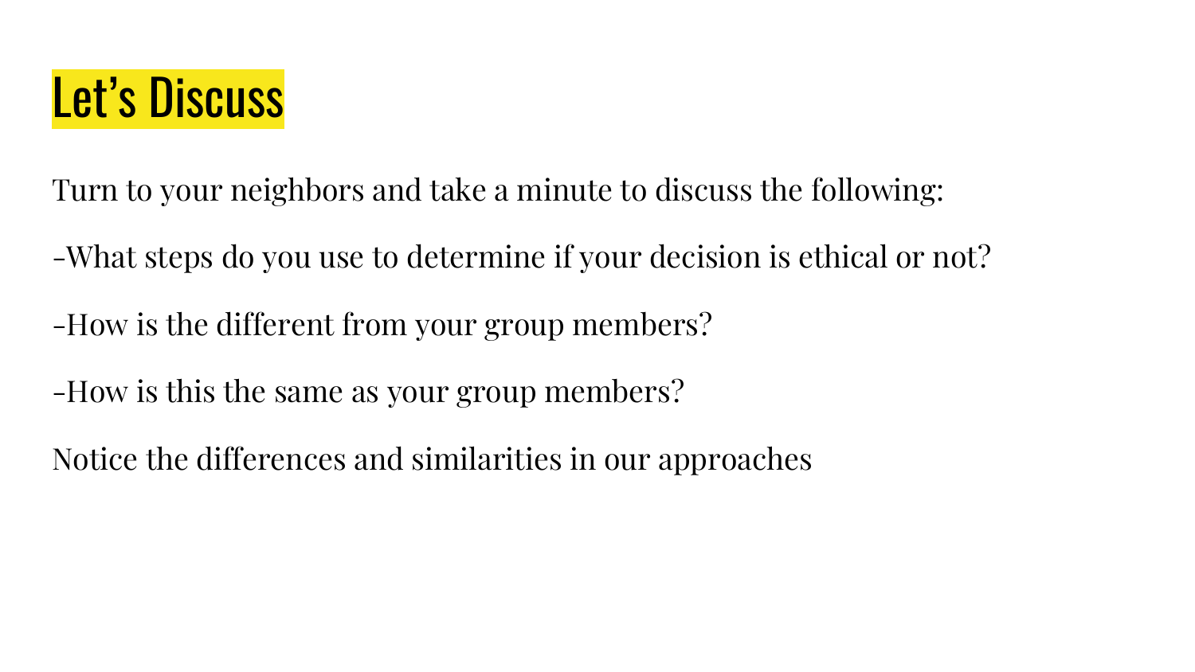# Let’s Discuss

Turn to your neighbors and take a minute to discuss the following:

-What steps do you use to determine if your decision is ethical or not?

-How is the different from your group members?

-How is this the same as your group members?

Notice the differences and similarities in our approaches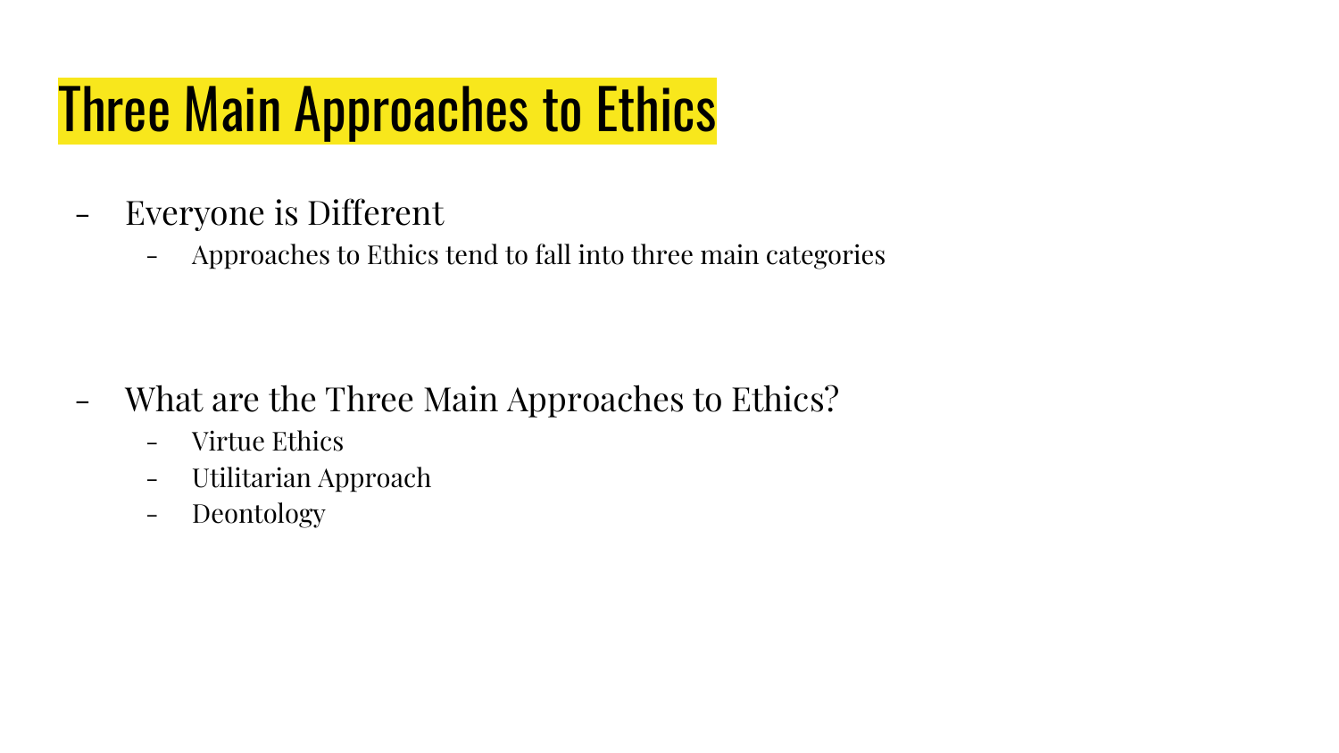# Three Main Approaches to Ethics

- Everyone is Different
  - Approaches to Ethics tend to fall into three main categories

- What are the Three Main Approaches to Ethics?
  - Virtue Ethics
  - Utilitarian Approach
  - Deontology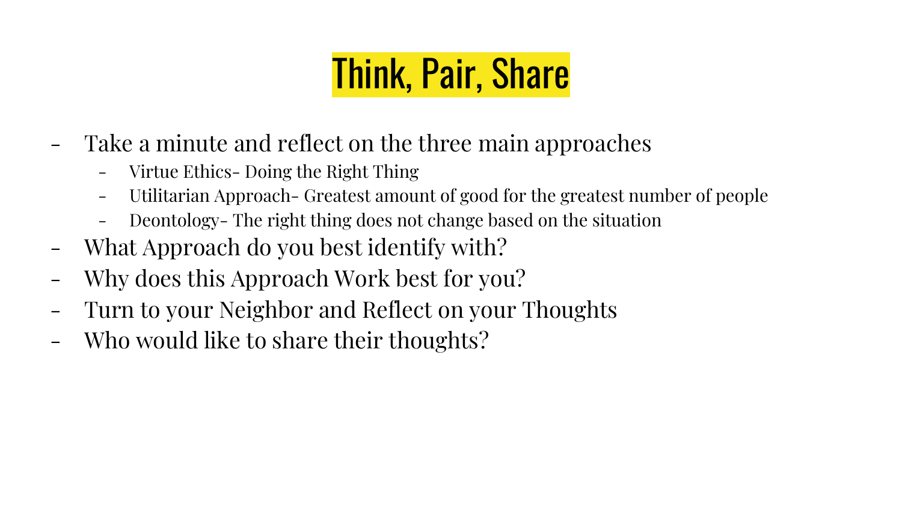# Think, Pair, Share

- Take a minute and reflect on the three main approaches
  - Virtue Ethics- Doing the Right Thing
  - Utilitarian Approach- Greatest amount of good for the greatest number of people
  - Deontology- The right thing does not change based on the situation
- What Approach do you best identify with?
- Why does this Approach Work best for you?
- Turn to your Neighbor and Reflect on your Thoughts
- Who would like to share their thoughts?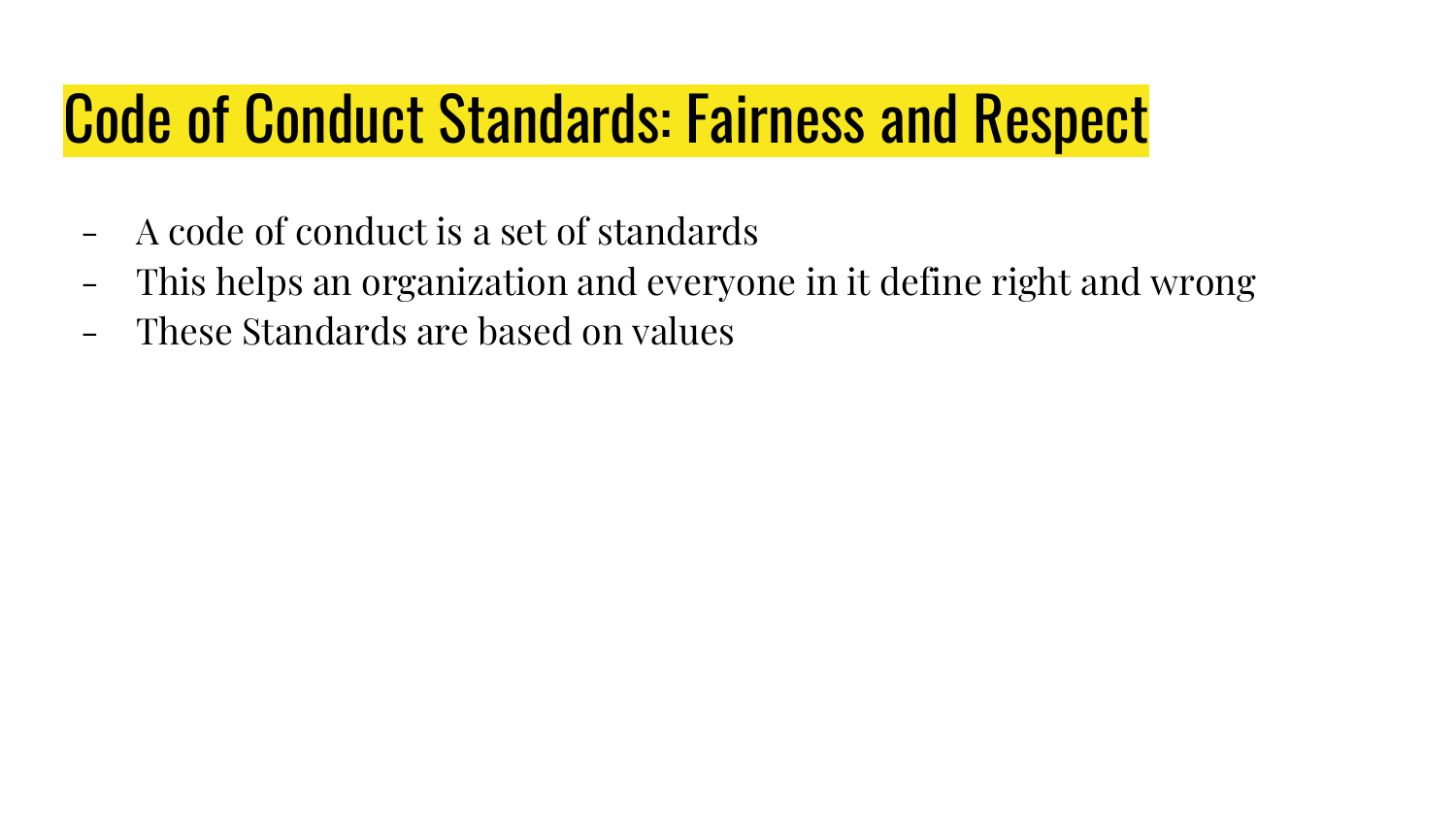# Code of Conduct Standards: Fairness and Respect

- A code of conduct is a set of standards
- This helps an organization and everyone in it define right and wrong
- These Standards are based on values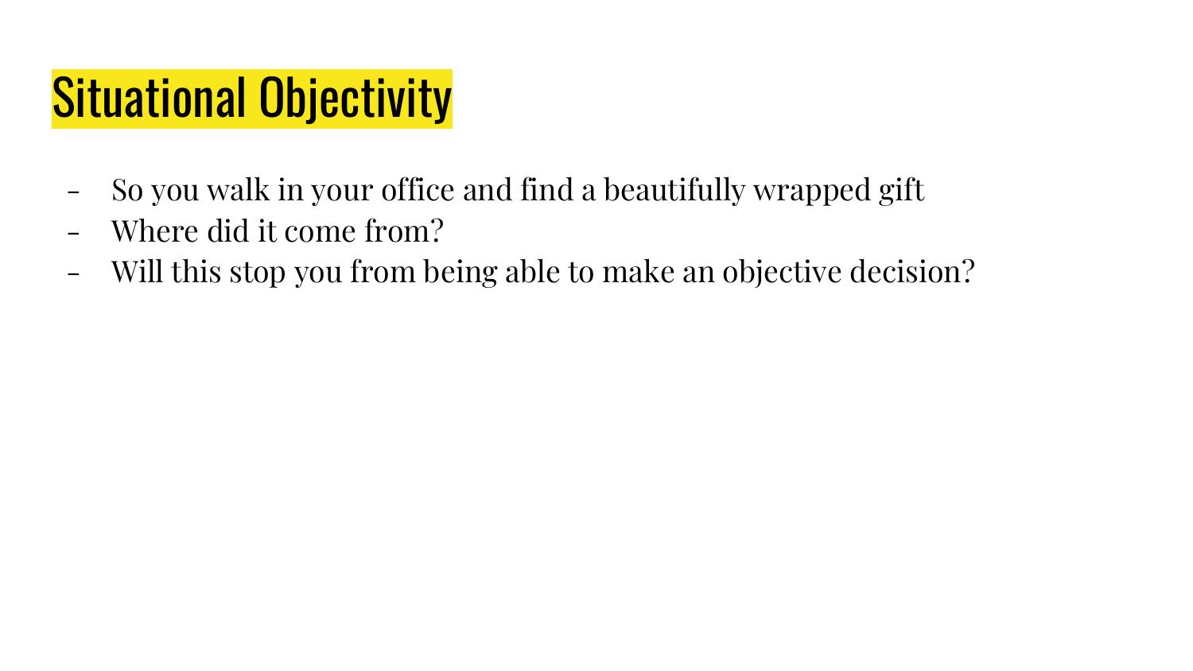# Situational Objectivity

- So you walk in your office and find a beautifully wrapped gift
- Where did it come from?
- Will this stop you from being able to make an objective decision?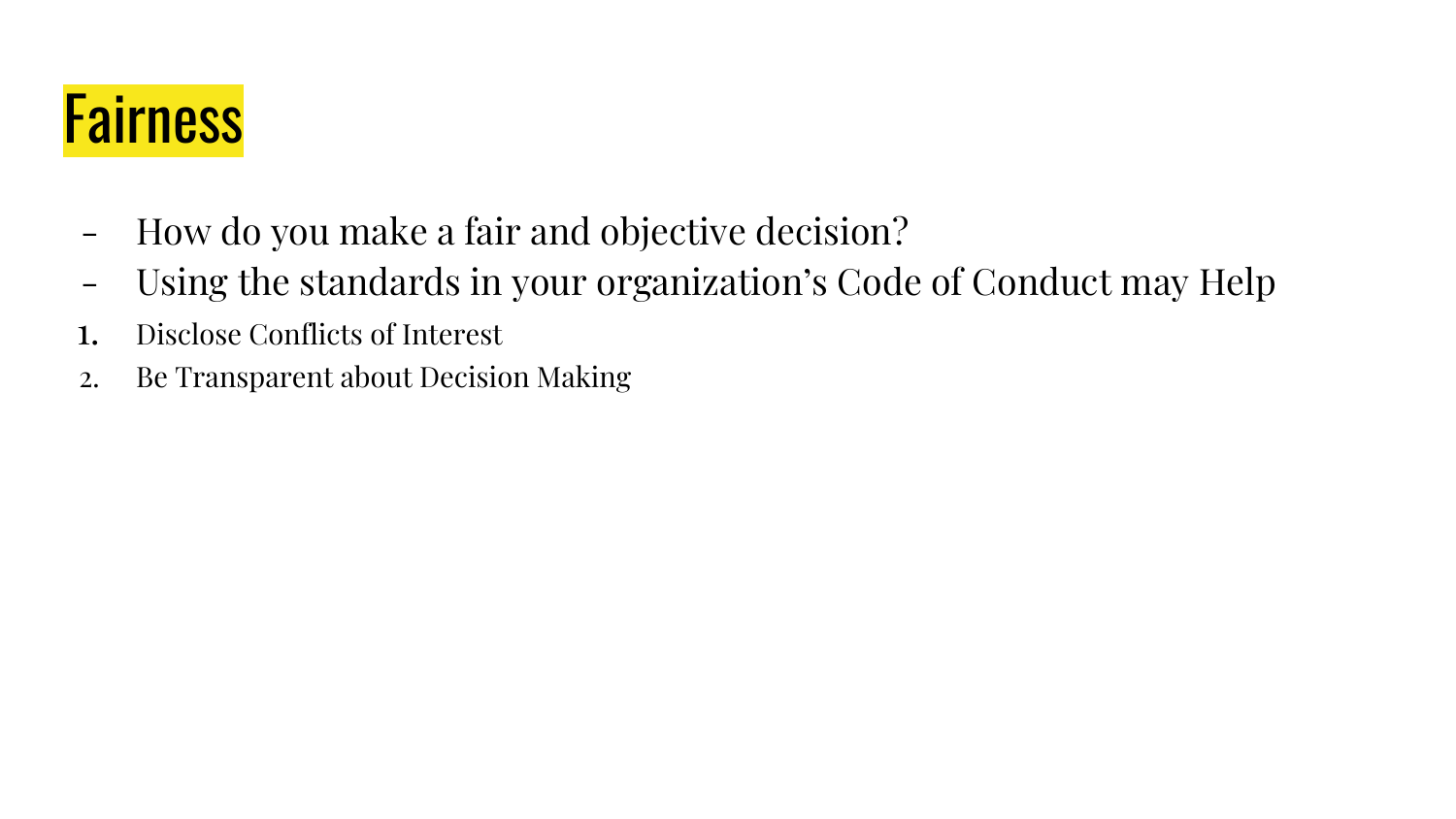# Fairness

- How do you make a fair and objective decision?
- Using the standards in your organization's Code of Conduct may Help

1. Disclose Conflicts of Interest
2. Be Transparent about Decision Making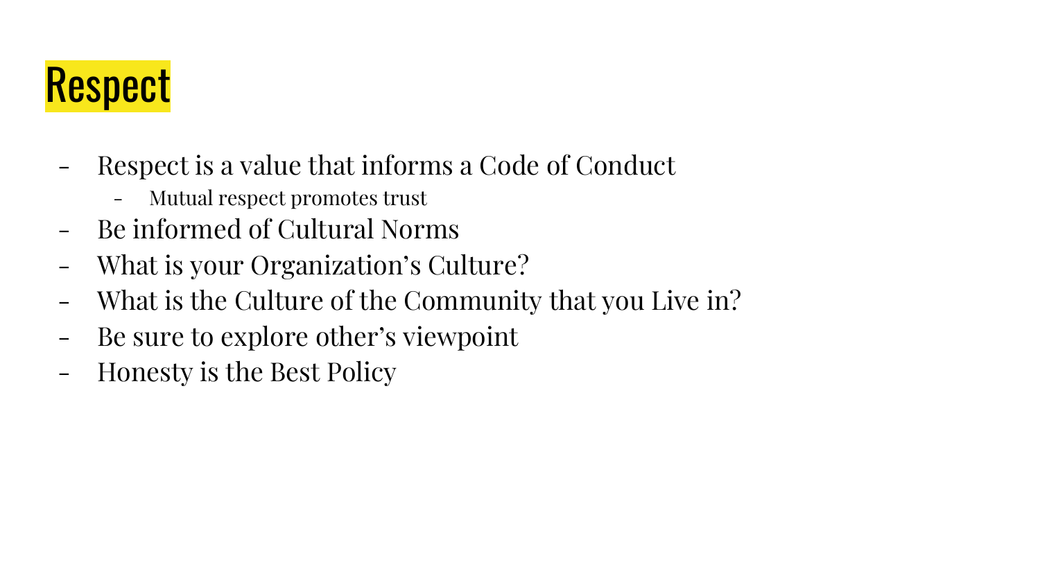# Respect

- Respect is a value that informs a Code of Conduct
  - Mutual respect promotes trust
- Be informed of Cultural Norms
- What is your Organization’s Culture?
- What is the Culture of the Community that you Live in?
- Be sure to explore other’s viewpoint
- Honesty is the Best Policy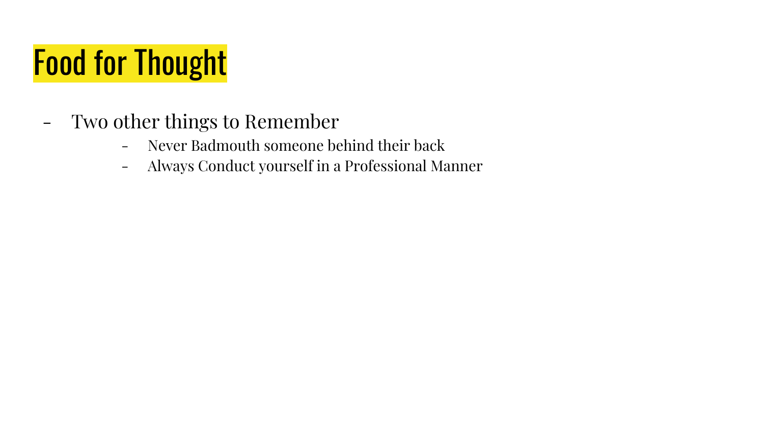# Food for Thought

- Two other things to Remember
  - Never Badmouth someone behind their back
  - Always Conduct yourself in a Professional Manner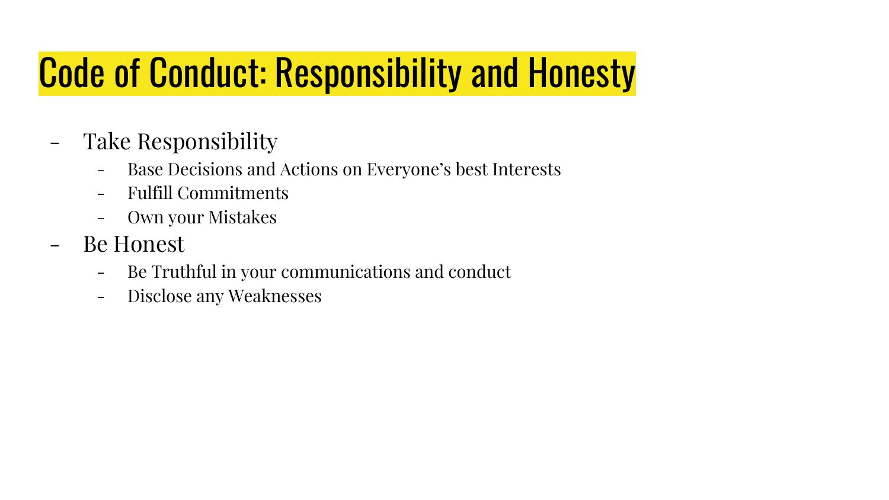# Code of Conduct: Responsibility and Honesty

- Take Responsibility
  - Base Decisions and Actions on Everyone's best Interests
  - Fulfill Commitments
  - Own your Mistakes
- Be Honest
  - Be Truthful in your communications and conduct
  - Disclose any Weaknesses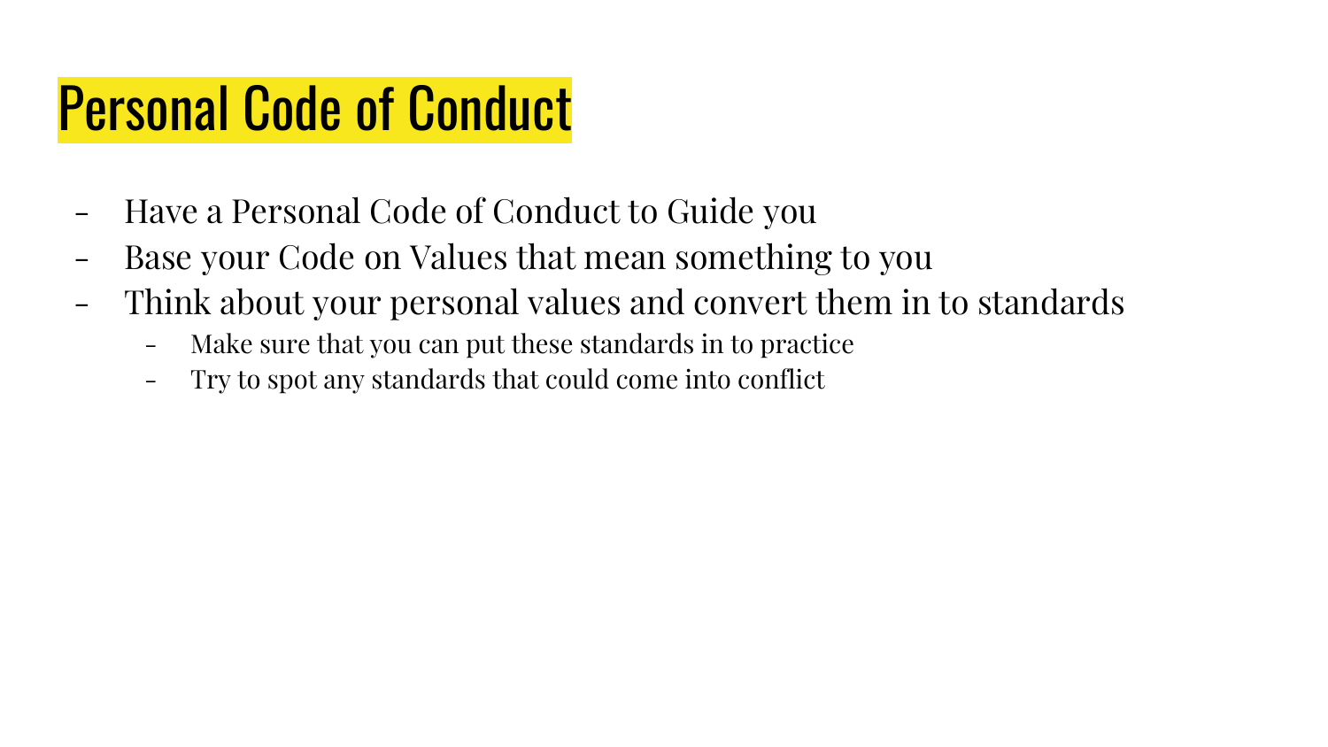# Personal Code of Conduct

- Have a Personal Code of Conduct to Guide you
- Base your Code on Values that mean something to you
- Think about your personal values and convert them in to standards
  - Make sure that you can put these standards in to practice
  - Try to spot any standards that could come into conflict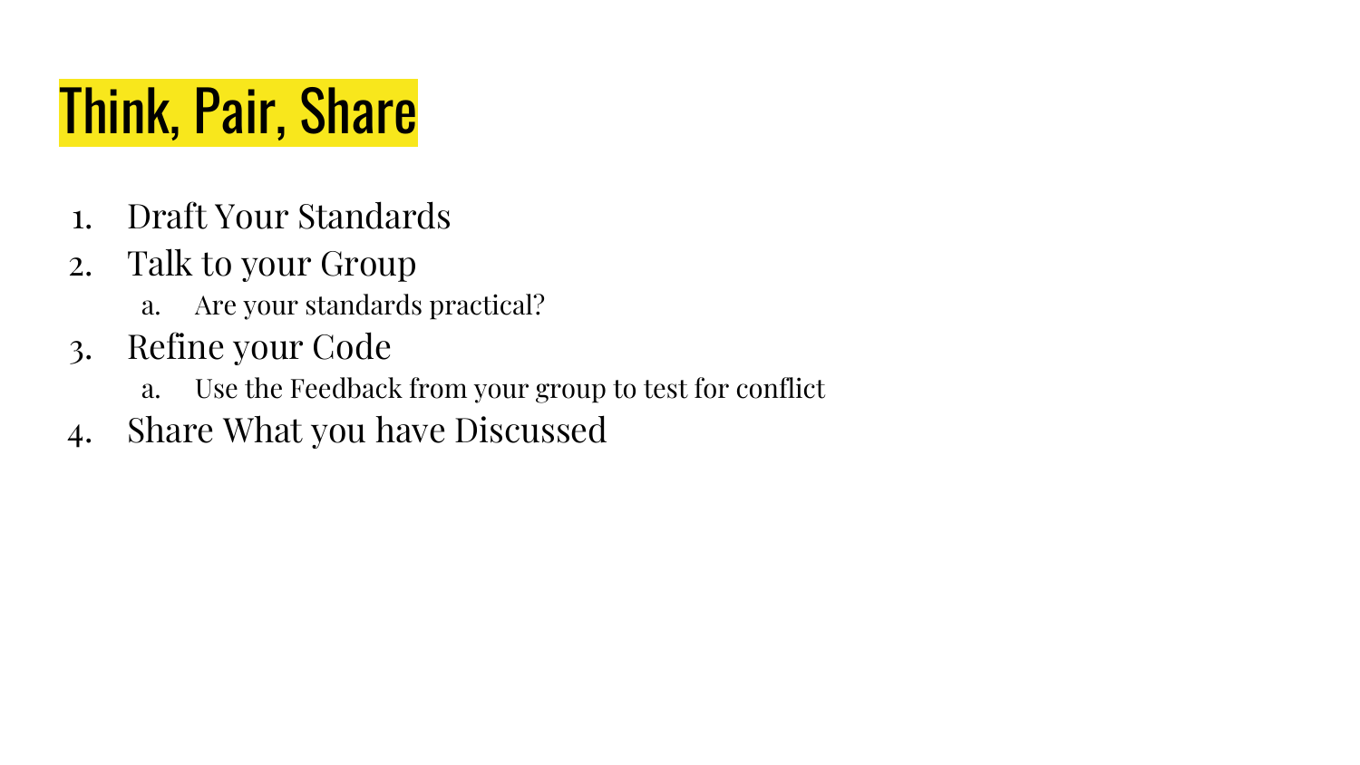# Think, Pair, Share

1. Draft Your Standards
2. Talk to your Group
   a. Are your standards practical?
3. Refine your Code
   a. Use the Feedback from your group to test for conflict
4. Share What you have Discussed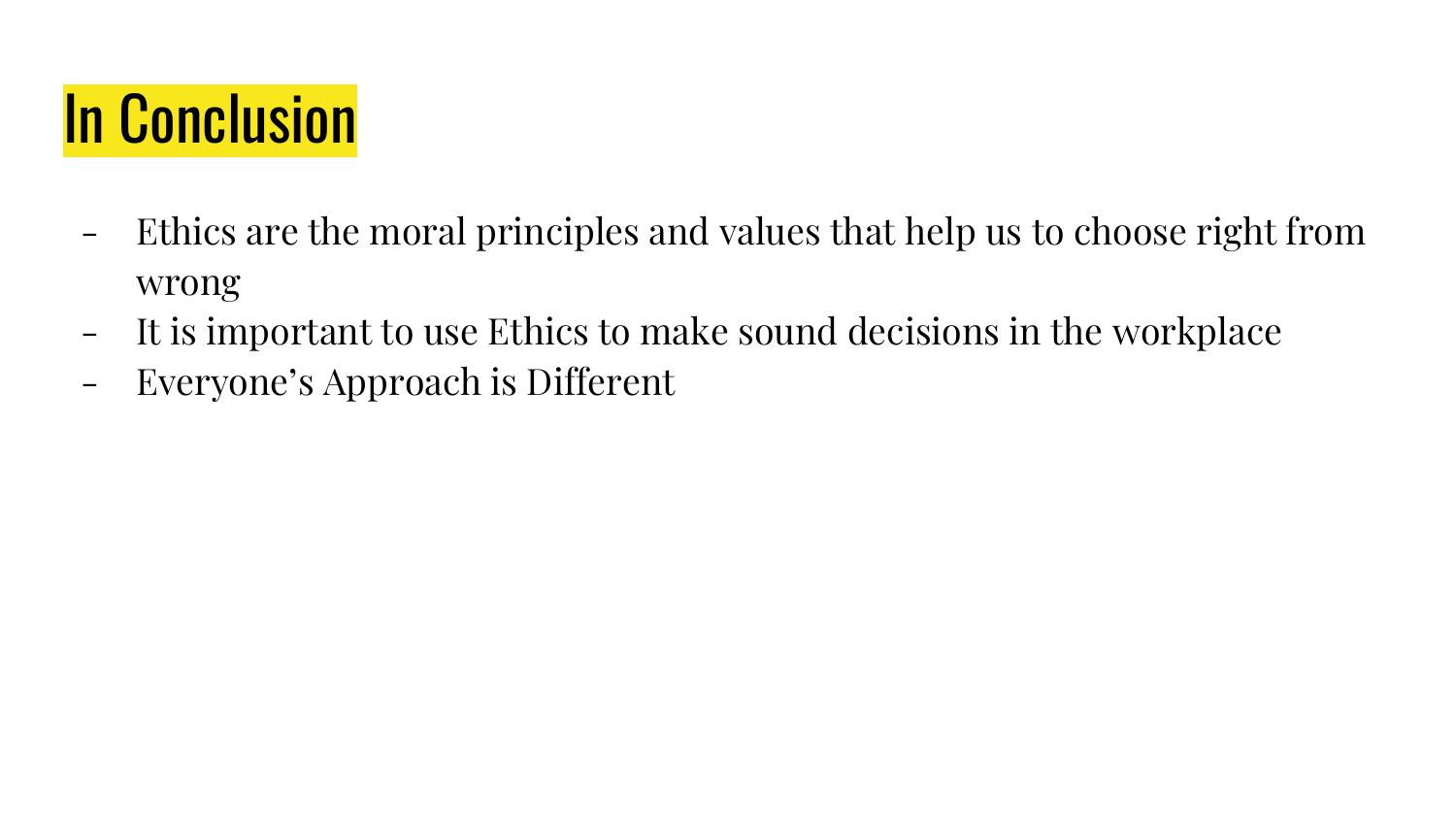# In Conclusion

- Ethics are the moral principles and values that help us to choose right from wrong
- It is important to use Ethics to make sound decisions in the workplace
- Everyone's Approach is Different